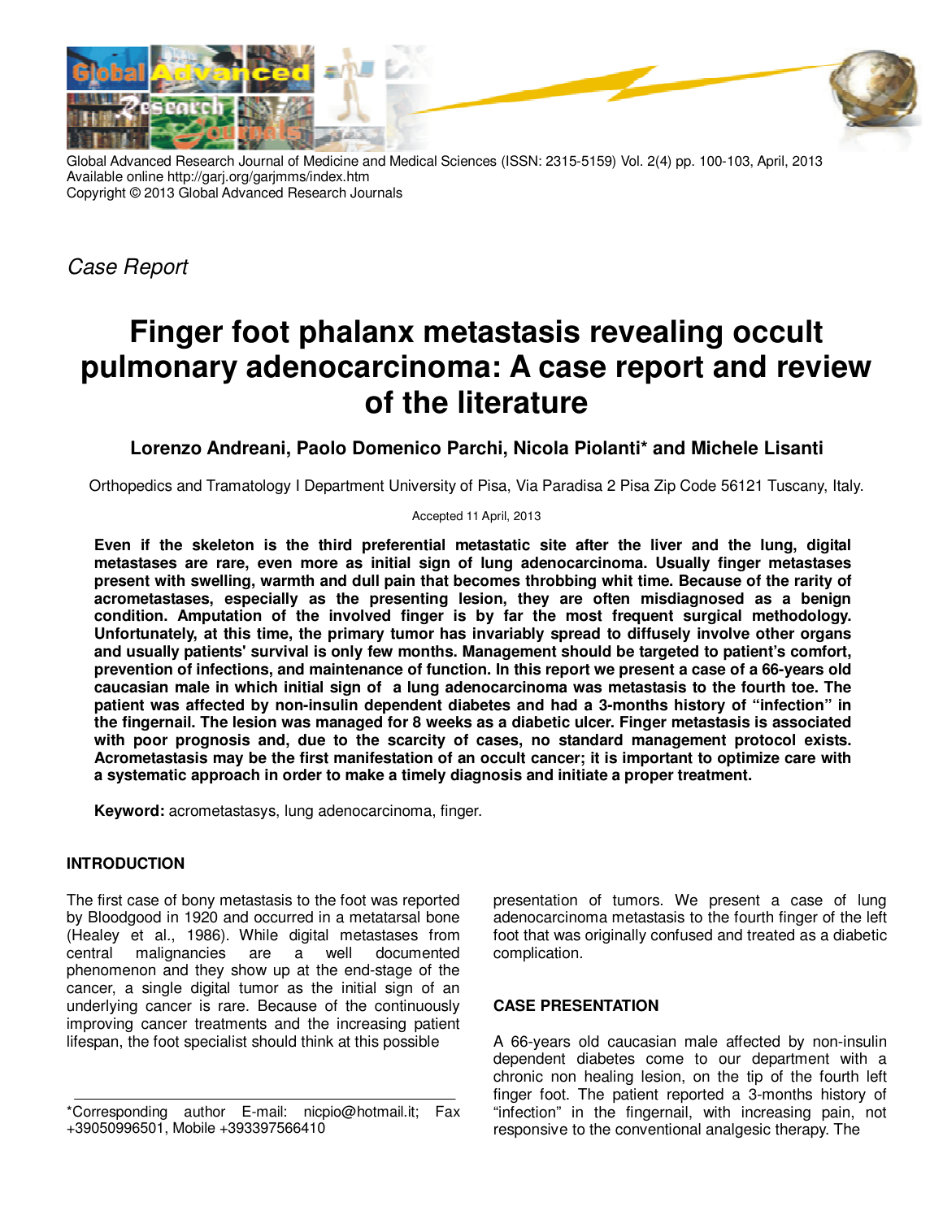Global Advanced Research Journal of Medicine and Medical Sciences (ISSN: 2315-5159) Vol. 2(4) pp. 100-103, April, 2013
Available online http://garj.org/garjmms/index.htm
Copyright © 2013 Global Advanced Research Journals

*Case Report*

# Finger foot phalanx metastasis revealing occult pulmonary adenocarcinoma: A case report and review of the literature

**Lorenzo Andreani, Paolo Domenico Parchi, Nicola Piolanti* and Michele Lisanti**

Orthopedics and Tramatology I Department University of Pisa, Via Paradisa 2 Pisa Zip Code 56121 Tuscany, Italy.

Accepted 11 April, 2013

**Even if the skeleton is the third preferential metastatic site after the liver and the lung, digital metastases are rare, even more as initial sign of lung adenocarcinoma. Usually finger metastases present with swelling, warmth and dull pain that becomes throbbing whit time. Because of the rarity of acrometastases, especially as the presenting lesion, they are often misdiagnosed as a benign condition. Amputation of the involved finger is by far the most frequent surgical methodology. Unfortunately, at this time, the primary tumor has invariably spread to diffusely involve other organs and usually patients' survival is only few months. Management should be targeted to patient's comfort, prevention of infections, and maintenance of function. In this report we present a case of a 66-years old caucasian male in which initial sign of a lung adenocarcinoma was metastasis to the fourth toe. The patient was affected by non-insulin dependent diabetes and had a 3-months history of "infection" in the fingernail. The lesion was managed for 8 weeks as a diabetic ulcer. Finger metastasis is associated with poor prognosis and, due to the scarcity of cases, no standard management protocol exists. Acrometastasis may be the first manifestation of an occult cancer; it is important to optimize care with a systematic approach in order to make a timely diagnosis and initiate a proper treatment.**

**Keyword:** acrometastasys, lung adenocarcinoma, finger.

## INTRODUCTION

The first case of bony metastasis to the foot was reported by Bloodgood in 1920 and occurred in a metatarsal bone (Healey et al., 1986). While digital metastases from central malignancies are a well documented phenomenon and they show up at the end-stage of the cancer, a single digital tumor as the initial sign of an underlying cancer is rare. Because of the continuously improving cancer treatments and the increasing patient lifespan, the foot specialist should think at this possible presentation of tumors. We present a case of lung adenocarcinoma metastasis to the fourth finger of the left foot that was originally confused and treated as a diabetic complication.

## CASE PRESENTATION

A 66-years old caucasian male affected by non-insulin dependent diabetes come to our department with a chronic non healing lesion, on the tip of the fourth left finger foot. The patient reported a 3-months history of "infection" in the fingernail, with increasing pain, not responsive to the conventional analgesic therapy. The

*Corresponding author E-mail: nicpio@hotmail.it; Fax +39050996501, Mobile +393397566410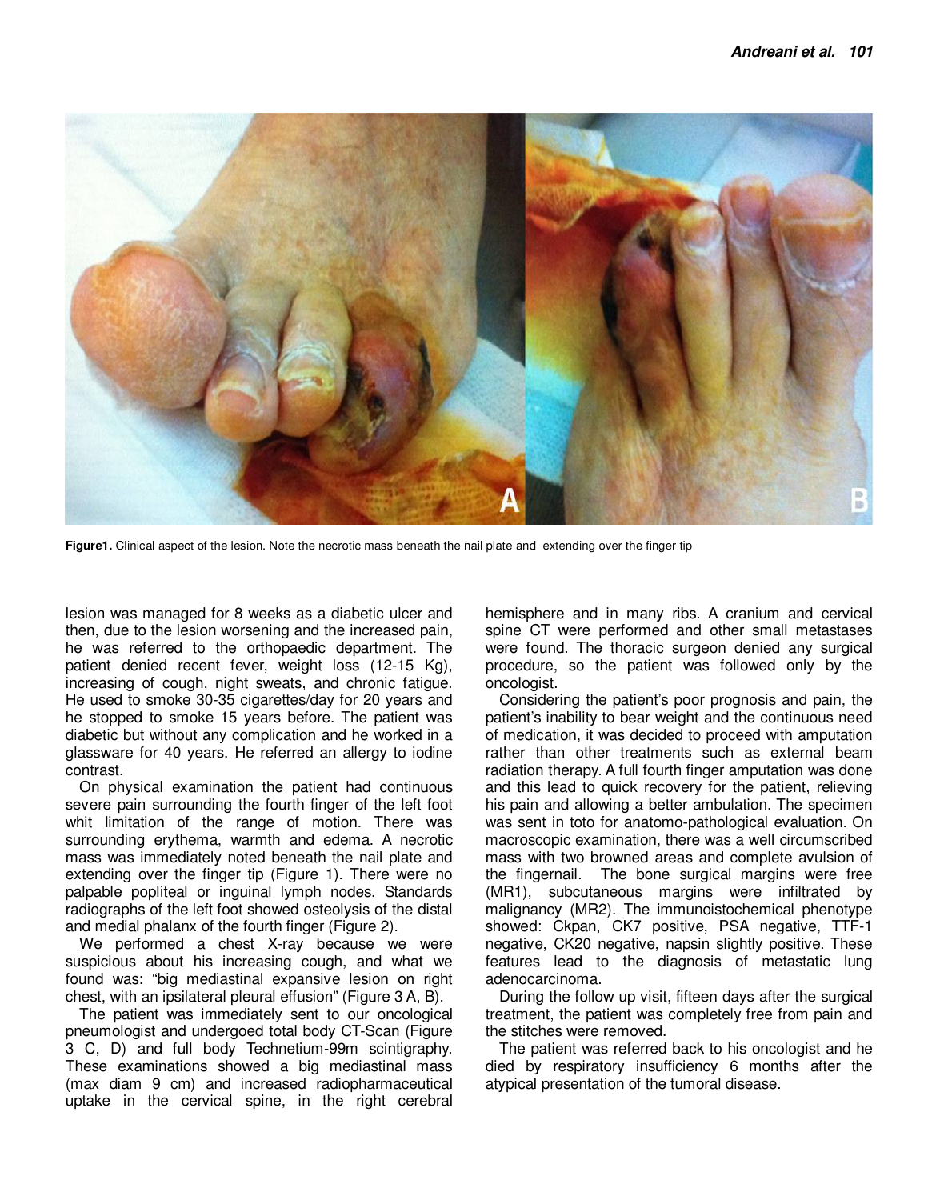Figure1. Clinical aspect of the lesion. Note the necrotic mass beneath the nail plate and extending over the finger tip

lesion was managed for 8 weeks as a diabetic ulcer and then, due to the lesion worsening and the increased pain, he was referred to the orthopaedic department. The patient denied recent fever, weight loss (12-15 Kg), increasing of cough, night sweats, and chronic fatigue. He used to smoke 30-35 cigarettes/day for 20 years and he stopped to smoke 15 years before. The patient was diabetic but without any complication and he worked in a glassware for 40 years. He referred an allergy to iodine contrast.

On physical examination the patient had continuous severe pain surrounding the fourth finger of the left foot whit limitation of the range of motion. There was surrounding erythema, warmth and edema. A necrotic mass was immediately noted beneath the nail plate and extending over the finger tip (Figure 1). There were no palpable popliteal or inguinal lymph nodes. Standards radiographs of the left foot showed osteolysis of the distal and medial phalanx of the fourth finger (Figure 2).

We performed a chest X-ray because we were suspicious about his increasing cough, and what we found was: "big mediastinal expansive lesion on right chest, with an ipsilateral pleural effusion" (Figure 3 A, B).

The patient was immediately sent to our oncological pneumologist and undergoed total body CT-Scan (Figure 3 C, D) and full body Technetium-99m scintigraphy. These examinations showed a big mediastinal mass (max diam 9 cm) and increased radiopharmaceutical uptake in the cervical spine, in the right cerebral hemisphere and in many ribs. A cranium and cervical spine CT were performed and other small metastases were found. The thoracic surgeon denied any surgical procedure, so the patient was followed only by the oncologist.

Considering the patient's poor prognosis and pain, the patient's inability to bear weight and the continuous need of medication, it was decided to proceed with amputation rather than other treatments such as external beam radiation therapy. A full fourth finger amputation was done and this lead to quick recovery for the patient, relieving his pain and allowing a better ambulation. The specimen was sent in toto for anatomo-pathological evaluation. On macroscopic examination, there was a well circumscribed mass with two browned areas and complete avulsion of the fingernail. The bone surgical margins were free (MR1), subcutaneous margins were infiltrated by malignancy (MR2). The immunoistochemical phenotype showed: Ckpan, CK7 positive, PSA negative, TTF-1 negative, CK20 negative, napsin slightly positive. These features lead to the diagnosis of metastatic lung adenocarcinoma.

During the follow up visit, fifteen days after the surgical treatment, the patient was completely free from pain and the stitches were removed.

The patient was referred back to his oncologist and he died by respiratory insufficiency 6 months after the atypical presentation of the tumoral disease.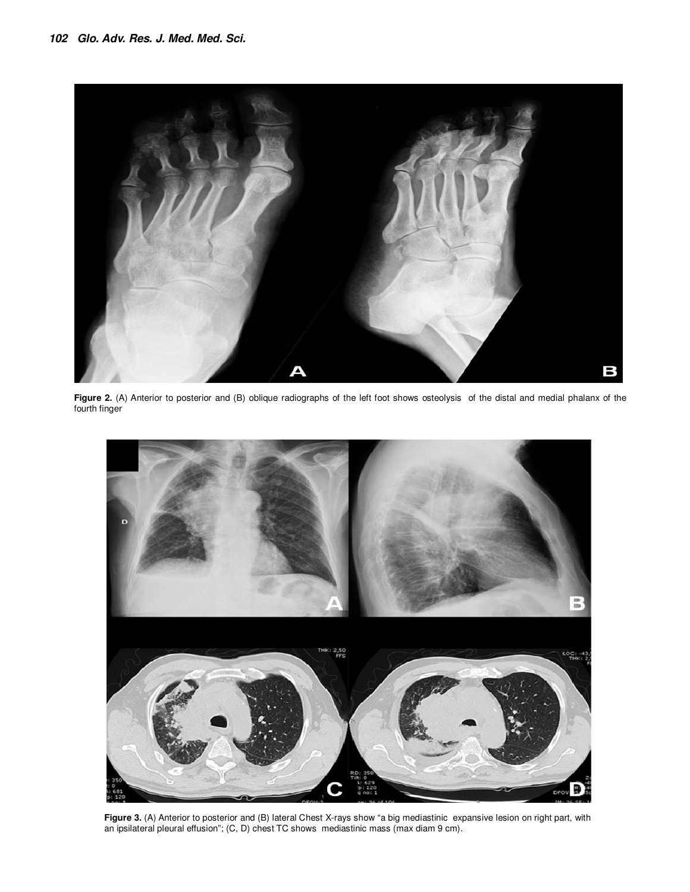**Figure 2.** (A) Anterior to posterior and (B) oblique radiographs of the left foot shows osteolysis of the distal and medial phalanx of the fourth finger

**Figure 3.** (A) Anterior to posterior and (B) lateral Chest X-rays show "a big mediastinic expansive lesion on right part, with an ipsilateral pleural effusion"; (C, D) chest TC shows mediastinic mass (max diam 9 cm).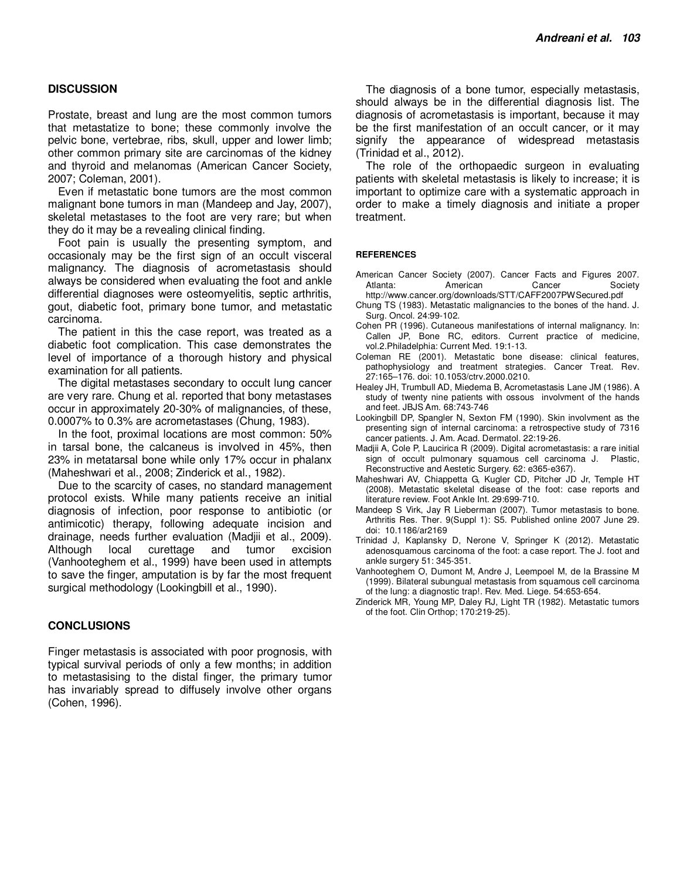## DISCUSSION

Prostate, breast and lung are the most common tumors that metastatize to bone; these commonly involve the pelvic bone, vertebrae, ribs, skull, upper and lower limb; other common primary site are carcinomas of the kidney and thyroid and melanomas (American Cancer Society, 2007; Coleman, 2001).

Even if metastatic bone tumors are the most common malignant bone tumors in man (Mandeep and Jay, 2007), skeletal metastases to the foot are very rare; but when they do it may be a revealing clinical finding.

Foot pain is usually the presenting symptom, and occasionaly may be the first sign of an occult visceral malignancy. The diagnosis of acrometastasis should always be considered when evaluating the foot and ankle differential diagnoses were osteomyelitis, septic arthritis, gout, diabetic foot, primary bone tumor, and metastatic carcinoma.

The patient in this the case report, was treated as a diabetic foot complication. This case demonstrates the level of importance of a thorough history and physical examination for all patients.

The digital metastases secondary to occult lung cancer are very rare. Chung et al. reported that bony metastases occur in approximately 20-30% of malignancies, of these, 0.0007% to 0.3% are acrometastases (Chung, 1983).

In the foot, proximal locations are most common: 50% in tarsal bone, the calcaneus is involved in 45%, then 23% in metatarsal bone while only 17% occur in phalanx (Maheshwari et al., 2008; Zinderick et al., 1982).

Due to the scarcity of cases, no standard management protocol exists. While many patients receive an initial diagnosis of infection, poor response to antibiotic (or antimicotic) therapy, following adequate incision and drainage, needs further evaluation (Madjii et al., 2009). Although local curettage and tumor excision (Vanhooteghem et al., 1999) have been used in attempts to save the finger, amputation is by far the most frequent surgical methodology (Lookingbill et al., 1990).

## CONCLUSIONS

Finger metastasis is associated with poor prognosis, with typical survival periods of only a few months; in addition to metastasising to the distal finger, the primary tumor has invariably spread to diffusely involve other organs (Cohen, 1996).

The diagnosis of a bone tumor, especially metastasis, should always be in the differential diagnosis list. The diagnosis of acrometastasis is important, because it may be the first manifestation of an occult cancer, or it may signify the appearance of widespread metastasis (Trinidad et al., 2012).

The role of the orthopaedic surgeon in evaluating patients with skeletal metastasis is likely to increase; it is important to optimize care with a systematic approach in order to make a timely diagnosis and initiate a proper treatment.

## REFERENCES

American Cancer Society (2007). Cancer Facts and Figures 2007. Atlanta: American Cancer Society http://www.cancer.org/downloads/STT/CAFF2007PWSecured.pdf

Chung TS (1983). Metastatic malignancies to the bones of the hand. J. Surg. Oncol. 24:99-102.

Cohen PR (1996). Cutaneous manifestations of internal malignancy. In: Callen JP, Bone RC, editors. Current practice of medicine, vol.2.Philadelphia: Current Med. 19:1-13.

Coleman RE (2001). Metastatic bone disease: clinical features, pathophysiology and treatment strategies. Cancer Treat. Rev. 27:165–176. doi: 10.1053/ctrv.2000.0210.

Healey JH, Trumbull AD, Miedema B, Acrometastasis Lane JM (1986). A study of twenty nine patients with ossous involvment of the hands and feet. JBJS Am. 68:743-746

Lookingbill DP, Spangler N, Sexton FM (1990). Skin involvment as the presenting sign of internal carcinoma: a retrospective study of 7316 cancer patients. J. Am. Acad. Dermatol. 22:19-26.

Madjii A, Cole P, Laucirica R (2009). Digital acrometastasis: a rare initial sign of occult pulmonary squamous cell carcinoma J. Plastic, Reconstructive and Aestetic Surgery. 62: e365-e367).

Maheshwari AV, Chiappetta G, Kugler CD, Pitcher JD Jr, Temple HT (2008). Metastatic skeletal disease of the foot: case reports and literature review. Foot Ankle Int. 29:699-710.

Mandeep S Virk, Jay R Lieberman (2007). Tumor metastasis to bone. Arthritis Res. Ther. 9(Suppl 1): S5. Published online 2007 June 29. doi: 10.1186/ar2169

Trinidad J, Kaplansky D, Nerone V, Springer K (2012). Metastatic adenosquamous carcinoma of the foot: a case report. The J. foot and ankle surgery 51: 345-351.

Vanhooteghem O, Dumont M, Andre J, Leempoel M, de la Brassine M (1999). Bilateral subungual metastasis from squamous cell carcinoma of the lung: a diagnostic trap!. Rev. Med. Liege. 54:653-654.

Zinderick MR, Young MP, Daley RJ, Light TR (1982). Metastatic tumors of the foot. Clin Orthop; 170:219-25).